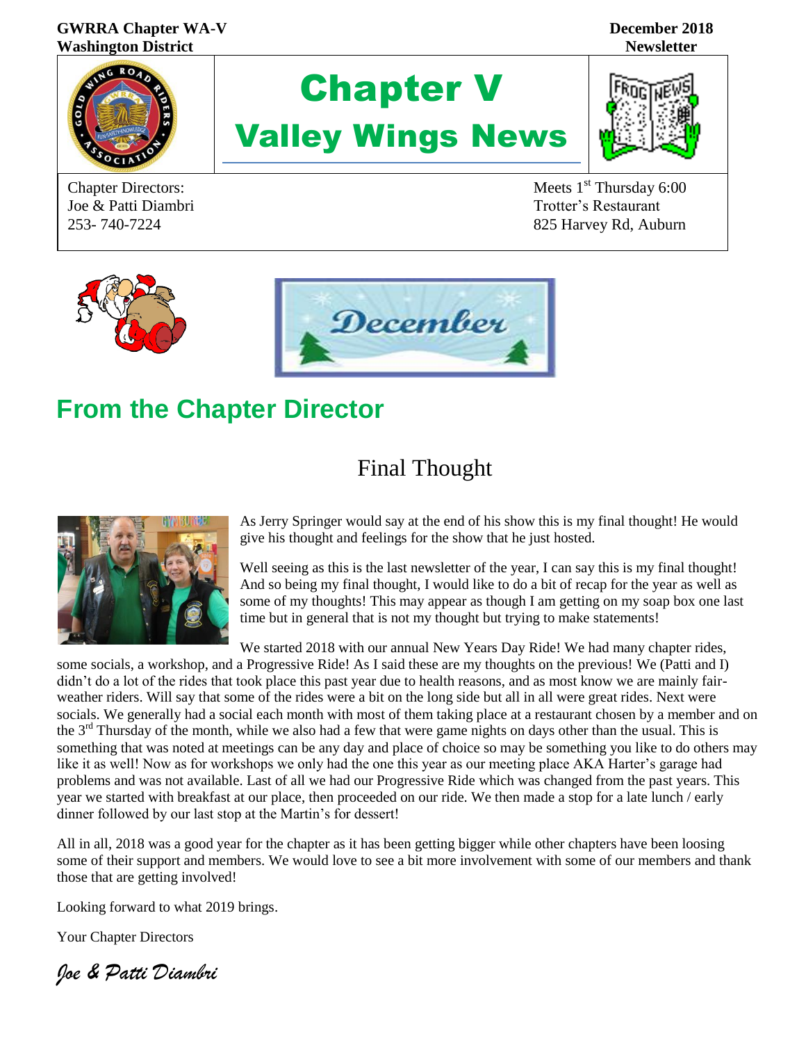GWRRA Chapter WA-V
Washington District

December 2018
Newsletter

# Chapter V
# Valley Wings News

Chapter Directors:
Joe & Patti Diambri
253- 740-7224

Meets 1st Thursday 6:00
Trotter's Restaurant
825 Harvey Rd, Auburn

December

## From the Chapter Director

### Final Thought

As Jerry Springer would say at the end of his show this is my final thought! He would give his thought and feelings for the show that he just hosted.

Well seeing as this is the last newsletter of the year, I can say this is my final thought! And so being my final thought, I would like to do a bit of recap for the year as well as some of my thoughts! This may appear as though I am getting on my soap box one last time but in general that is not my thought but trying to make statements!

We started 2018 with our annual New Years Day Ride! We had many chapter rides, some socials, a workshop, and a Progressive Ride! As I said these are my thoughts on the previous! We (Patti and I) didn't do a lot of the rides that took place this past year due to health reasons, and as most know we are mainly fair-weather riders. Will say that some of the rides were a bit on the long side but all in all were great rides. Next were socials. We generally had a social each month with most of them taking place at a restaurant chosen by a member and on the 3rd Thursday of the month, while we also had a few that were game nights on days other than the usual. This is something that was noted at meetings can be any day and place of choice so may be something you like to do others may like it as well! Now as for workshops we only had the one this year as our meeting place AKA Harter's garage had problems and was not available. Last of all we had our Progressive Ride which was changed from the past years. This year we started with breakfast at our place, then proceeded on our ride. We then made a stop for a late lunch / early dinner followed by our last stop at the Martin's for dessert!

All in all, 2018 was a good year for the chapter as it has been getting bigger while other chapters have been loosing some of their support and members. We would love to see a bit more involvement with some of our members and thank those that are getting involved!

Looking forward to what 2019 brings.

Your Chapter Directors

*Joe & Patti Diambri*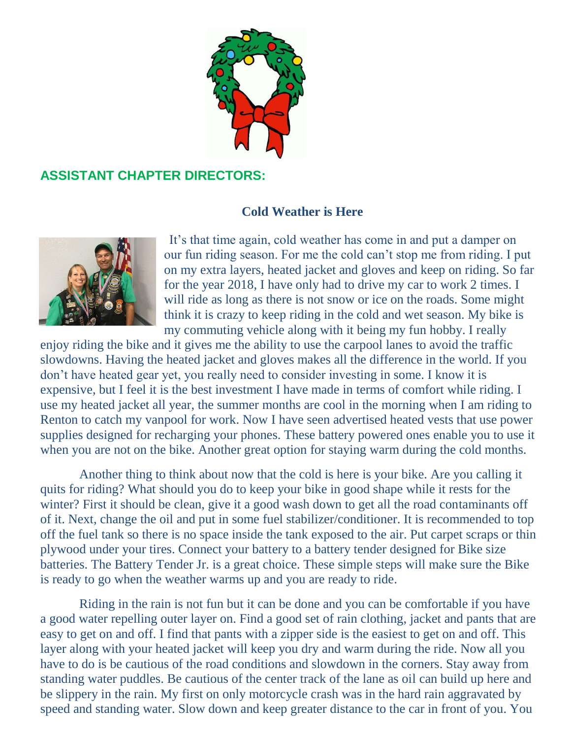## ASSISTANT CHAPTER DIRECTORS:

### Cold Weather is Here

It's that time again, cold weather has come in and put a damper on our fun riding season. For me the cold can't stop me from riding. I put on my extra layers, heated jacket and gloves and keep on riding. So far for the year 2018, I have only had to drive my car to work 2 times. I will ride as long as there is not snow or ice on the roads. Some might think it is crazy to keep riding in the cold and wet season. My bike is my commuting vehicle along with it being my fun hobby. I really enjoy riding the bike and it gives me the ability to use the carpool lanes to avoid the traffic slowdowns. Having the heated jacket and gloves makes all the difference in the world. If you don't have heated gear yet, you really need to consider investing in some. I know it is expensive, but I feel it is the best investment I have made in terms of comfort while riding. I use my heated jacket all year, the summer months are cool in the morning when I am riding to Renton to catch my vanpool for work. Now I have seen advertised heated vests that use power supplies designed for recharging your phones. These battery powered ones enable you to use it when you are not on the bike. Another great option for staying warm during the cold months.

Another thing to think about now that the cold is here is your bike. Are you calling it quits for riding? What should you do to keep your bike in good shape while it rests for the winter? First it should be clean, give it a good wash down to get all the road contaminants off of it. Next, change the oil and put in some fuel stabilizer/conditioner. It is recommended to top off the fuel tank so there is no space inside the tank exposed to the air. Put carpet scraps or thin plywood under your tires. Connect your battery to a battery tender designed for Bike size batteries. The Battery Tender Jr. is a great choice. These simple steps will make sure the Bike is ready to go when the weather warms up and you are ready to ride.

Riding in the rain is not fun but it can be done and you can be comfortable if you have a good water repelling outer layer on. Find a good set of rain clothing, jacket and pants that are easy to get on and off. I find that pants with a zipper side is the easiest to get on and off. This layer along with your heated jacket will keep you dry and warm during the ride. Now all you have to do is be cautious of the road conditions and slowdown in the corners. Stay away from standing water puddles. Be cautious of the center track of the lane as oil can build up here and be slippery in the rain. My first on only motorcycle crash was in the hard rain aggravated by speed and standing water. Slow down and keep greater distance to the car in front of you. You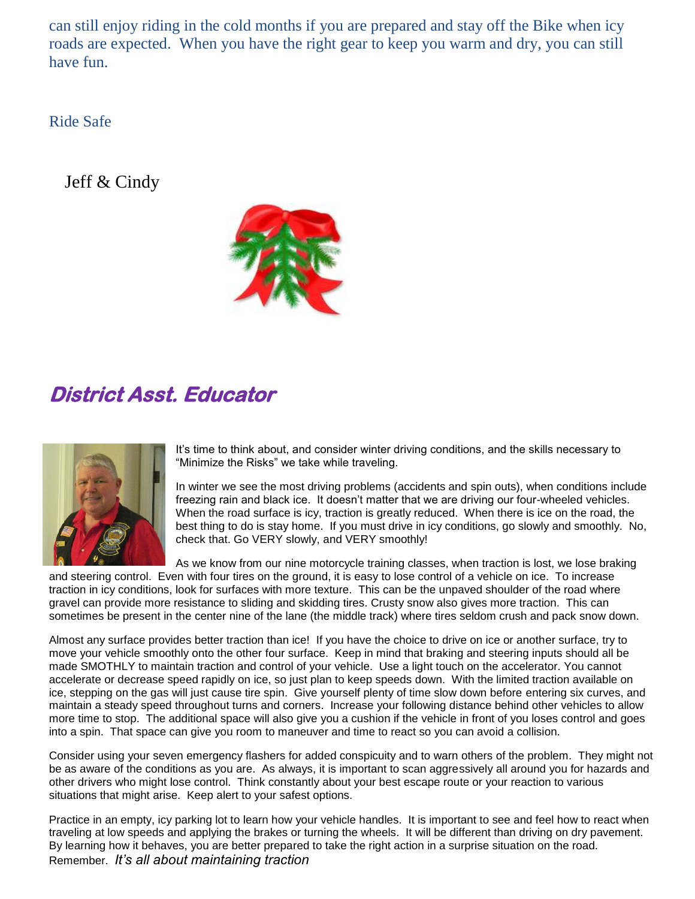can still enjoy riding in the cold months if you are prepared and stay off the Bike when icy roads are expected. When you have the right gear to keep you warm and dry, you can still have fun.

Ride Safe

Jeff & Cindy

## *District Asst. Educator*

It's time to think about, and consider winter driving conditions, and the skills necessary to "Minimize the Risks" we take while traveling.

In winter we see the most driving problems (accidents and spin outs), when conditions include freezing rain and black ice. It doesn't matter that we are driving our four-wheeled vehicles. When the road surface is icy, traction is greatly reduced. When there is ice on the road, the best thing to do is stay home. If you must drive in icy conditions, go slowly and smoothly. No, check that. Go VERY slowly, and VERY smoothly!

As we know from our nine motorcycle training classes, when traction is lost, we lose braking and steering control. Even with four tires on the ground, it is easy to lose control of a vehicle on ice. To increase traction in icy conditions, look for surfaces with more texture. This can be the unpaved shoulder of the road where gravel can provide more resistance to sliding and skidding tires. Crusty snow also gives more traction. This can sometimes be present in the center nine of the lane (the middle track) where tires seldom crush and pack snow down.

Almost any surface provides better traction than ice! If you have the choice to drive on ice or another surface, try to move your vehicle smoothly onto the other four surface. Keep in mind that braking and steering inputs should all be made SMOTHLY to maintain traction and control of your vehicle. Use a light touch on the accelerator. You cannot accelerate or decrease speed rapidly on ice, so just plan to keep speeds down. With the limited traction available on ice, stepping on the gas will just cause tire spin. Give yourself plenty of time slow down before entering six curves, and maintain a steady speed throughout turns and corners. Increase your following distance behind other vehicles to allow more time to stop. The additional space will also give you a cushion if the vehicle in front of you loses control and goes into a spin. That space can give you room to maneuver and time to react so you can avoid a collision.

Consider using your seven emergency flashers for added conspicuity and to warn others of the problem. They might not be as aware of the conditions as you are. As always, it is important to scan aggressively all around you for hazards and other drivers who might lose control. Think constantly about your best escape route or your reaction to various situations that might arise. Keep alert to your safest options.

Practice in an empty, icy parking lot to learn how your vehicle handles. It is important to see and feel how to react when traveling at low speeds and applying the brakes or turning the wheels. It will be different than driving on dry pavement. By learning how it behaves, you are better prepared to take the right action in a surprise situation on the road. Remember. *It's all about maintaining traction*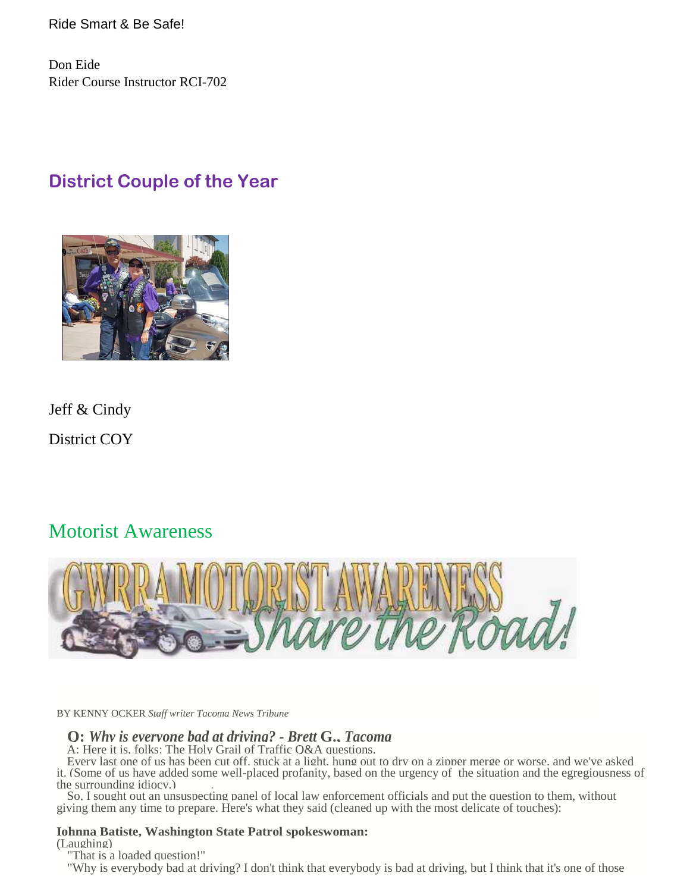Ride Smart & Be Safe!

Don Eide
Rider Course Instructor RCI-702

## District Couple of the Year

Jeff & Cindy

District COY

## Motorist Awareness

BY KENNY OCKER *Staff writer Tacoma News Tribune*

**Q:** ***Why is everyone bad at driving? - Brett G., Tacoma***

A: Here it is, folks: The Holy Grail of Traffic Q&A questions.

Every last one of us has been cut off, stuck at a light, hung out to dry on a zipper merge or worse, and we've asked it. (Some of us have added some well-placed profanity, based on the urgency of the situation and the egregiousness of the surrounding idiocy.)

So, I sought out an unsuspecting panel of local law enforcement officials and put the question to them, without giving them any time to prepare. Here's what they said (cleaned up with the most delicate of touches):

**Johnna Batiste, Washington State Patrol spokeswoman:**

(Laughing)

"That is a loaded question!"

"Why is everybody bad at driving? I don't think that everybody is bad at driving, but I think that it's one of those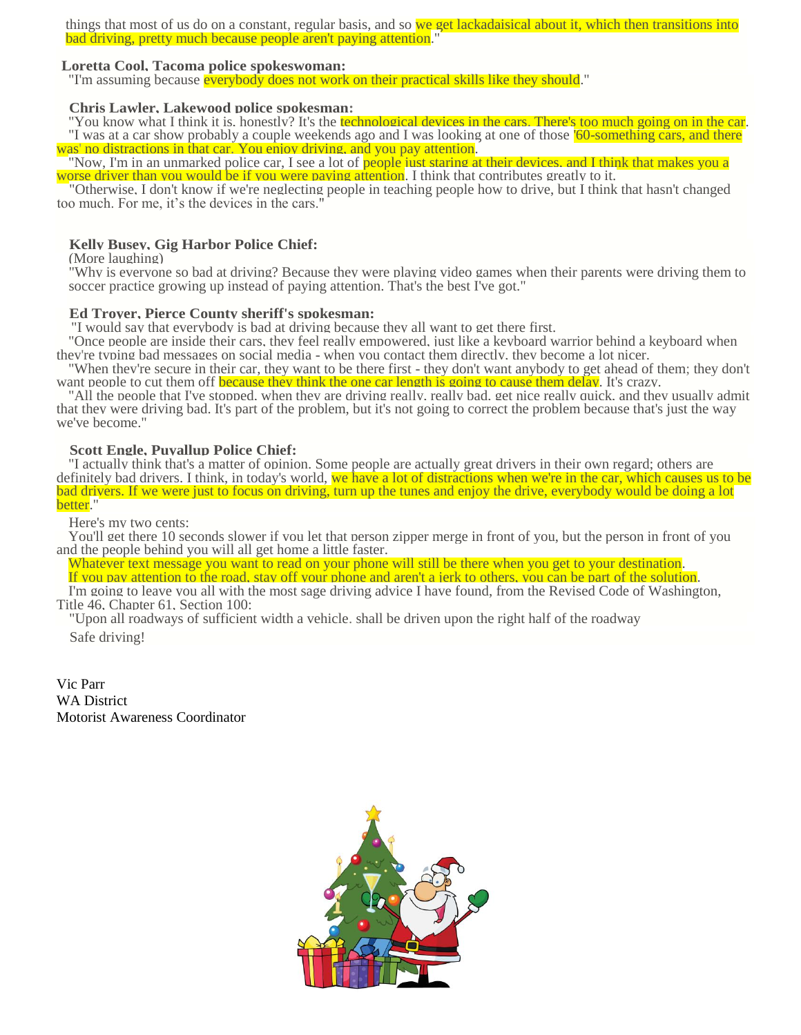things that most of us do on a constant, regular basis, and so we get lackadaisical about it, which then transitions into bad driving, pretty much because people aren't paying attention."

**Loretta Cool, Tacoma police spokeswoman:**

"I'm assuming because everybody does not work on their practical skills like they should."

**Chris Lawler, Lakewood police spokesman:**

"You know what I think it is, honestly? It's the technological devices in the cars. There's too much going on in the car.

"I was at a car show probably a couple weekends ago and I was looking at one of those '60-something cars, and there was' no distractions in that car. You enjoy driving, and you pay attention.

"Now, I'm in an unmarked police car, I see a lot of people just staring at their devices, and I think that makes you a worse driver than you would be if you were paying attention. I think that contributes greatly to it.

"Otherwise, I don't know if we're neglecting people in teaching people how to drive, but I think that hasn't changed too much. For me, it's the devices in the cars."

**Kelly Busey, Gig Harbor Police Chief:**

(More laughing)

"Why is everyone so bad at driving? Because they were playing video games when their parents were driving them to soccer practice growing up instead of paying attention. That's the best I've got."

**Ed Troyer, Pierce County sheriff's spokesman:**

"I would say that everybody is bad at driving because they all want to get there first.

"Once people are inside their cars, they feel really empowered, just like a keyboard warrior behind a keyboard when they're typing bad messages on social media - when you contact them directly, they become a lot nicer.

"When they're secure in their car, they want to be there first - they don't want anybody to get ahead of them; they don't want people to cut them off because they think the one car length is going to cause them delay. It's crazy.

"All the people that I've stopped, when they are driving really, really bad, get nice really quick, and they usually admit that they were driving bad. It's part of the problem, but it's not going to correct the problem because that's just the way we've become."

**Scott Engle, Puyallup Police Chief:**

"I actually think that's a matter of opinion. Some people are actually great drivers in their own regard; others are definitely bad drivers. I think, in today's world, we have a lot of distractions when we're in the car, which causes us to be bad drivers. If we were just to focus on driving, turn up the tunes and enjoy the drive, everybody would be doing a lot better."

Here's my two cents:

You'll get there 10 seconds slower if you let that person zipper merge in front of you, but the person in front of you and the people behind you will all get home a little faster.

Whatever text message you want to read on your phone will still be there when you get to your destination.

If you pay attention to the road, stay off your phone and aren't a jerk to others, you can be part of the solution.

I'm going to leave you all with the most sage driving advice I have found, from the Revised Code of Washington, Title 46, Chapter 61, Section 100:

"Upon all roadways of sufficient width a vehicle, shall be driven upon the right half of the roadway

Safe driving!

Vic Parr
WA District
Motorist Awareness Coordinator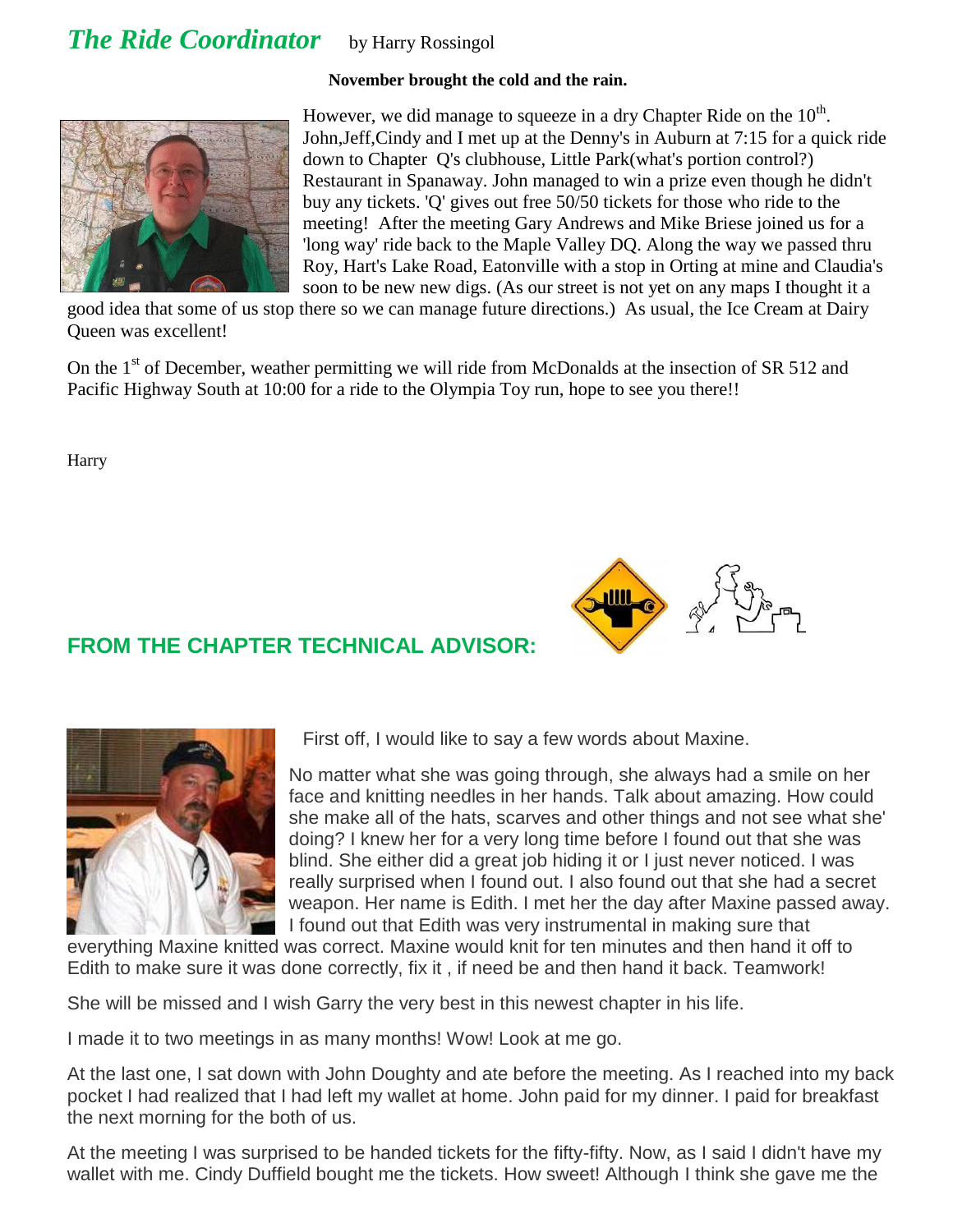## *The Ride Coordinator* by Harry Rossingol

**November brought the cold and the rain.**

However, we did manage to squeeze in a dry Chapter Ride on the 10th. John,Jeff,Cindy and I met up at the Denny's in Auburn at 7:15 for a quick ride down to Chapter Q's clubhouse, Little Park(what's portion control?) Restaurant in Spanaway. John managed to win a prize even though he didn't buy any tickets. 'Q' gives out free 50/50 tickets for those who ride to the meeting! After the meeting Gary Andrews and Mike Briese joined us for a 'long way' ride back to the Maple Valley DQ. Along the way we passed thru Roy, Hart's Lake Road, Eatonville with a stop in Orting at mine and Claudia's soon to be new new digs. (As our street is not yet on any maps I thought it a good idea that some of us stop there so we can manage future directions.) As usual, the Ice Cream at Dairy Queen was excellent!

On the 1st of December, weather permitting we will ride from McDonalds at the insection of SR 512 and Pacific Highway South at 10:00 for a ride to the Olympia Toy run, hope to see you there!!

Harry

## FROM THE CHAPTER TECHNICAL ADVISOR:

First off, I would like to say a few words about Maxine.

No matter what she was going through, she always had a smile on her face and knitting needles in her hands. Talk about amazing. How could she make all of the hats, scarves and other things and not see what she' doing? I knew her for a very long time before I found out that she was blind. She either did a great job hiding it or I just never noticed. I was really surprised when I found out. I also found out that she had a secret weapon. Her name is Edith. I met her the day after Maxine passed away. I found out that Edith was very instrumental in making sure that everything Maxine knitted was correct. Maxine would knit for ten minutes and then hand it off to Edith to make sure it was done correctly, fix it , if need be and then hand it back. Teamwork!

She will be missed and I wish Garry the very best in this newest chapter in his life.

I made it to two meetings in as many months! Wow! Look at me go.

At the last one, I sat down with John Doughty and ate before the meeting. As I reached into my back pocket I had realized that I had left my wallet at home. John paid for my dinner. I paid for breakfast the next morning for the both of us.

At the meeting I was surprised to be handed tickets for the fifty-fifty. Now, as I said I didn't have my wallet with me. Cindy Duffield bought me the tickets. How sweet! Although I think she gave me the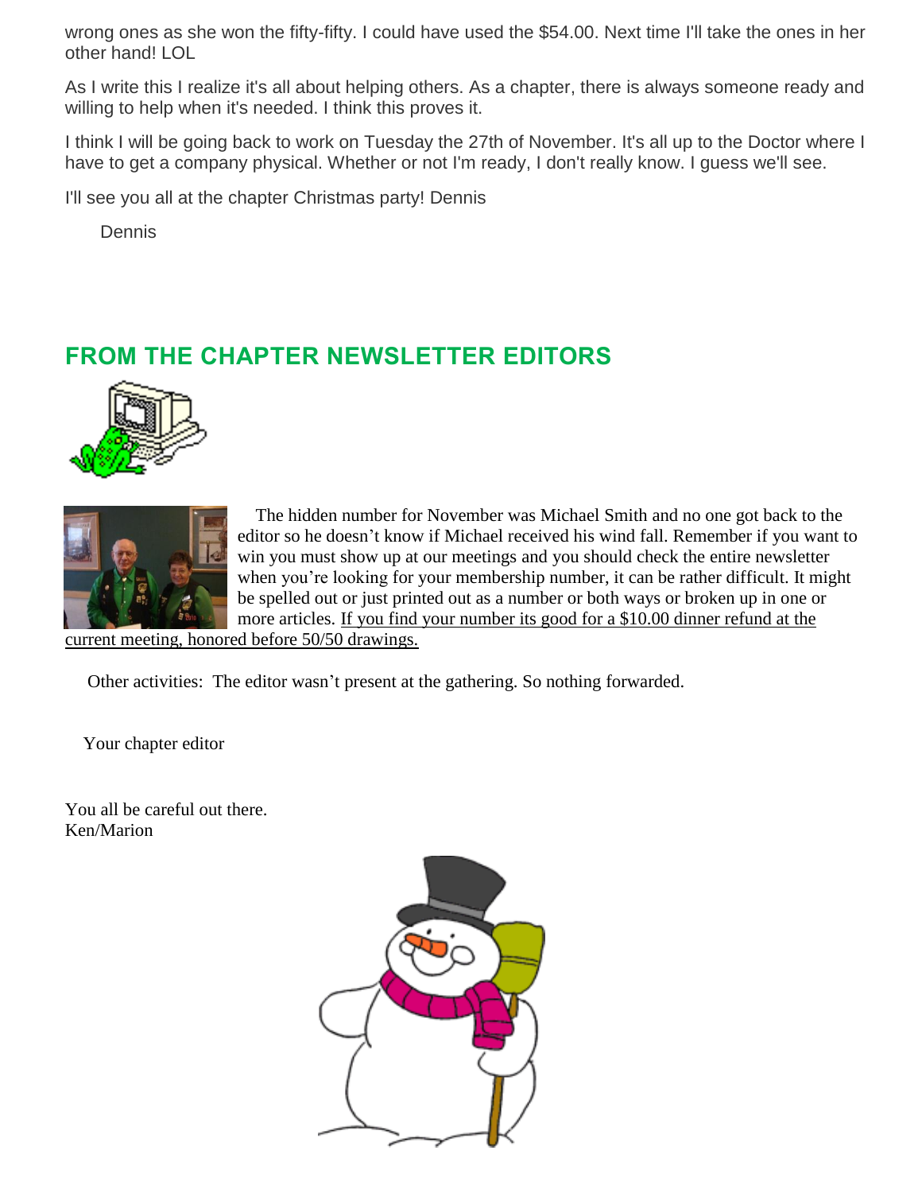wrong ones as she won the fifty-fifty. I could have used the $54.00. Next time I'll take the ones in her other hand! LOL

As I write this I realize it's all about helping others. As a chapter, there is always someone ready and willing to help when it's needed. I think this proves it.

I think I will be going back to work on Tuesday the 27th of November. It's all up to the Doctor where I have to get a company physical. Whether or not I'm ready, I don't really know. I guess we'll see.

I'll see you all at the chapter Christmas party! Dennis

Dennis

## FROM THE CHAPTER NEWSLETTER EDITORS

The hidden number for November was Michael Smith and no one got back to the editor so he doesn't know if Michael received his wind fall. Remember if you want to win you must show up at our meetings and you should check the entire newsletter when you're looking for your membership number, it can be rather difficult. It might be spelled out or just printed out as a number or both ways or broken up in one or more articles. If you find your number its good for a $10.00 dinner refund at the current meeting, honored before 50/50 drawings.

Other activities: The editor wasn't present at the gathering. So nothing forwarded.

Your chapter editor

You all be careful out there.
Ken/Marion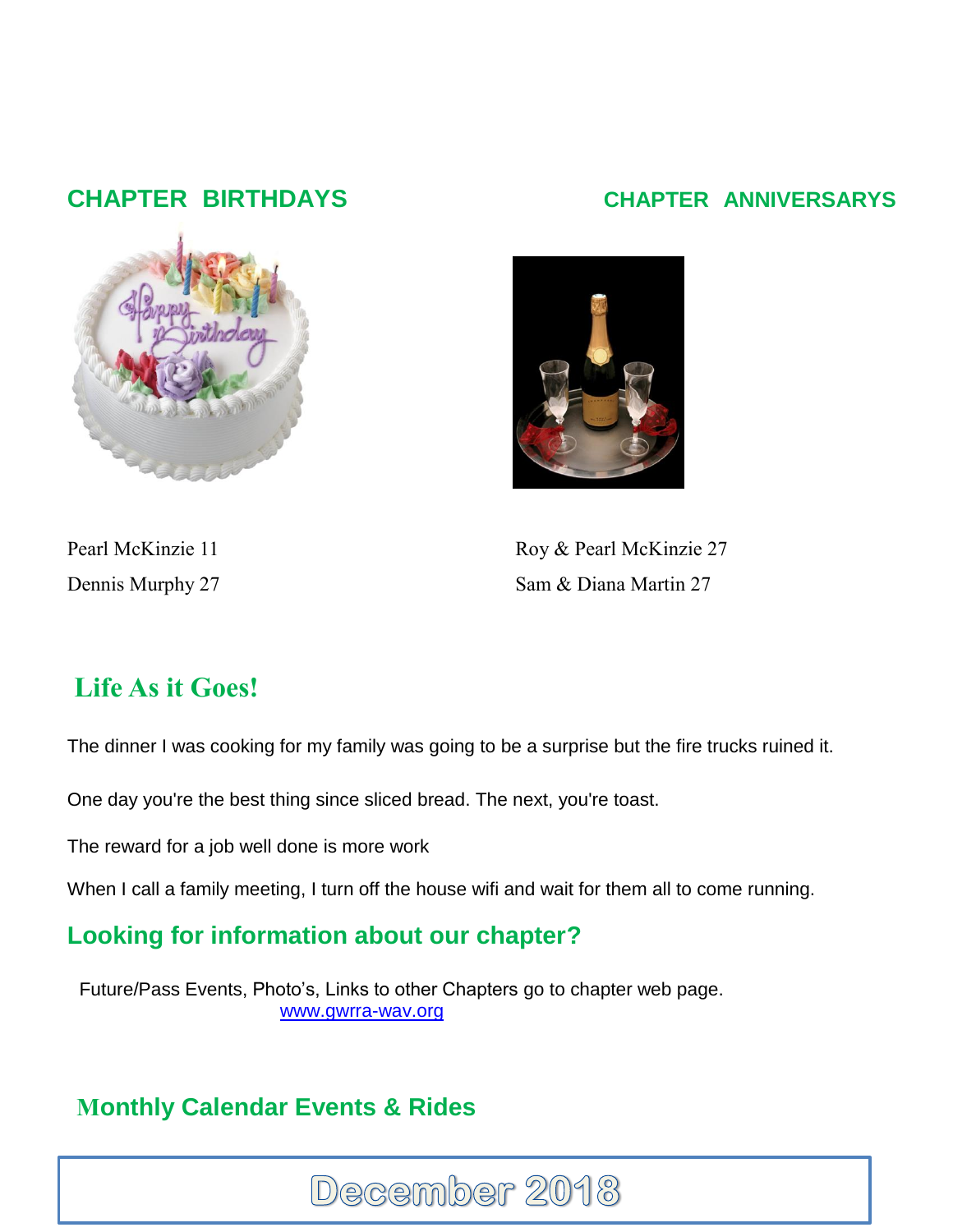## CHAPTER BIRTHDAYS

Pearl McKinzie 11

Dennis Murphy 27

## CHAPTER ANNIVERSARYS

Roy & Pearl McKinzie 27

Sam & Diana Martin 27

## Life As it Goes!

The dinner I was cooking for my family was going to be a surprise but the fire trucks ruined it.

One day you're the best thing since sliced bread. The next, you're toast.

The reward for a job well done is more work

When I call a family meeting, I turn off the house wifi and wait for them all to come running.

## Looking for information about our chapter?

Future/Pass Events, Photo's, Links to other Chapters go to chapter web page.
www.gwrra-wav.org

## Monthly Calendar Events & Rides

# December 2018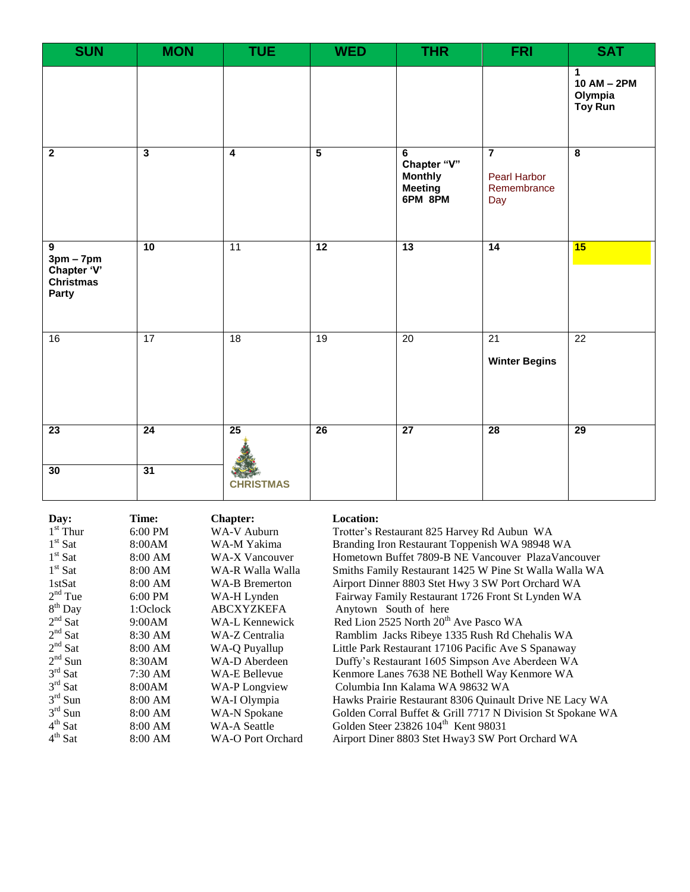| SUN | MON | TUE | WED | THR | FRI | SAT |
|---|---|---|---|---|---|---|
| | | | | | | **1** **10 AM – 2PM Olympia Toy Run** |
| **2** | **3** | **4** | **5** | **6** **Chapter "V" Monthly Meeting 6PM 8PM** | **7** Pearl Harbor Remembrance Day | **8** |
| **9** **3pm – 7pm Chapter 'V' Christmas Party** | **10** | 11 | **12** | **13** | **14** | **15** |
| 16 | 17 | 18 | 19 | 20 | 21 **Winter Begins** | 22 |
| **23** / **30** | **24** / **31** | **25** **CHRISTMAS** | **26** | **27** | **28** | **29** |

| Day: | Time: | Chapter: | Location: |
|---|---|---|---|
| 1st Thur | 6:00 PM | WA-V Auburn | Trotter's Restaurant 825 Harvey Rd Aubun WA |
| 1st Sat | 8:00AM | WA-M Yakima | Branding Iron Restaurant Toppenish WA 98948 WA |
| 1st Sat | 8:00 AM | WA-X Vancouver | Hometown Buffet 7809-B NE Vancouver PlazaVancouver |
| 1st Sat | 8:00 AM | WA-R Walla Walla | Smiths Family Restaurant 1425 W Pine St Walla Walla WA |
| 1stSat | 8:00 AM | WA-B Bremerton | Airport Dinner 8803 Stet Hwy 3 SW Port Orchard WA |
| 2nd Tue | 6:00 PM | WA-H Lynden | Fairway Family Restaurant 1726 Front St Lynden WA |
| 8th Day | 1:Oclock | ABCXYZKEFA | Anytown South of here |
| 2nd Sat | 9:00AM | WA-L Kennewick | Red Lion 2525 North 20th Ave Pasco WA |
| 2nd Sat | 8:30 AM | WA-Z Centralia | Ramblim Jacks Ribeye 1335 Rush Rd Chehalis WA |
| 2nd Sat | 8:00 AM | WA-Q Puyallup | Little Park Restaurant 17106 Pacific Ave S Spanaway |
| 2nd Sun | 8:30AM | WA-D Aberdeen | Duffy's Restaurant 1605 Simpson Ave Aberdeen WA |
| 3rd Sat | 7:30 AM | WA-E Bellevue | Kenmore Lanes 7638 NE Bothell Way Kenmore WA |
| 3rd Sat | 8:00AM | WA-P Longview | Columbia Inn Kalama WA 98632 WA |
| 3rd Sun | 8:00 AM | WA-I Olympia | Hawks Prairie Restaurant 8306 Quinault Drive NE Lacy WA |
| 3rd Sun | 8:00 AM | WA-N Spokane | Golden Corral Buffet & Grill 7717 N Division St Spokane WA |
| 4th Sat | 8:00 AM | WA-A Seattle | Golden Steer 23826 104th Kent 98031 |
| 4th Sat | 8:00 AM | WA-O Port Orchard | Airport Diner 8803 Stet Hway3 SW Port Orchard WA |